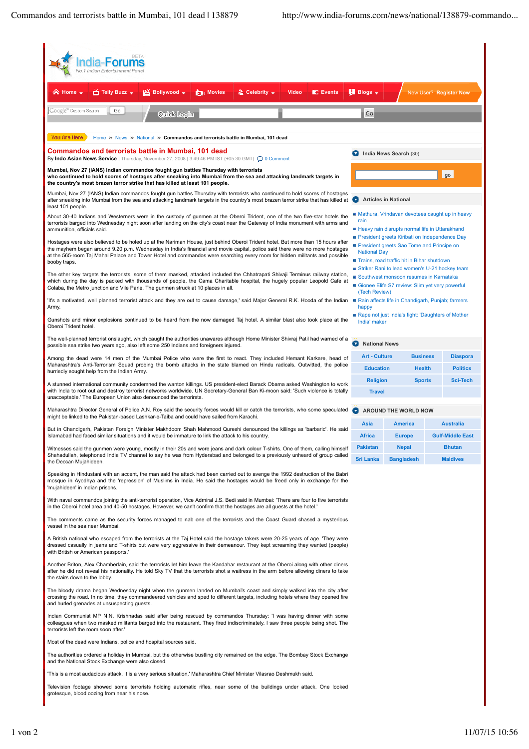# Commandos and terrorists battle in Mumbai, 101 dead

By **Indo Asian News Service** | Thursday, November 27, 2008 | 3:49:46 PM IST (+05:30 GMT) 0 Comment

**Mumbai, Nov 27 (IANS) Indian commandos fought gun battles Thursday with terrorists who continued to hold scores of hostages after sneaking into Mumbai from the sea and attacking landmark targets in the country's most brazen terror strike that has killed at least 101 people.**

Mumbai, Nov 27 (IANS) Indian commandos fought gun battles Thursday with terrorists who continued to hold scores of hostages after sneaking into Mumbai from the sea and attacking landmark targets in the country's most brazen terror strike that has killed at least 101 people.

About 30-40 Indians and Westerners were in the custody of gunmen at the Oberoi Trident, one of the two five-star hotels the terrorists barged into Wednesday night soon after landing on the city's coast near the Gateway of India monument with arms and ammunition, officials said.

Hostages were also believed to be holed up at the Nariman House, just behind Oberoi Trident hotel. But more than 15 hours after the mayhem began around 9.20 p.m. Wednesday in India's financial and movie capital, police said there were no more hostages at the 565-room Taj Mahal Palace and Tower Hotel and commandos were searching every room for hidden militants and possible booby traps.

The other key targets the terrorists, some of them masked, attacked included the Chhatrapati Shivaji Terminus railway station, which during the day is packed with thousands of people, the Cama Charitable hospital, the hugely popular Leopold Cafe at Colaba, the Metro junction and Vile Parle. The gunmen struck at 10 places in all.

'It's a motivated, well planned terrorist attack and they are out to cause damage,' said Major General R.K. Hooda of the Indian Army.

Gunshots and minor explosions continued to be heard from the now damaged Taj hotel. A similar blast also took place at the Oberoi Trident hotel.

The well-planned terrorist onslaught, which caught the authorities unawares although Home Minister Shivraj Patil had warned of a possible sea strike two years ago, also left some 250 Indians and foreigners injured.

Among the dead were 14 men of the Mumbai Police who were the first to react. They included Hemant Karkare, head of Maharashtra's Anti-Terrorism Squad probing the bomb attacks in the state blamed on Hindu radicals. Outwitted, the police hurriedly sought help from the Indian Army.

A stunned international community condemned the wanton killings. US president-elect Barack Obama asked Washington to work with India to root out and destroy terrorist networks worldwide. UN Secretary-General Ban Ki-moon said: 'Such violence is totally unacceptable.' The European Union also denounced the terrorirsts.

Maharashtra Director General of Police A.N. Roy said the security forces would kill or catch the terrorists, who some speculated might be linked to the Pakistan-based Lashkar-e-Taiba and could have sailed from Karachi.

But in Chandigarh, Pakistan Foreign Minister Makhdoom Shah Mahmood Qureshi denounced the killings as 'barbaric'. He said Islamabad had faced similar situations and it would be immature to link the attack to his country.

Witnesses said the gunmen were young, mostly in their 20s and wore jeans and dark colour T-shirts. One of them, calling himself Shahadullah, telephoned India TV channel to say he was from Hyderabad and belonged to a previously unheard of group called the Deccan Mujahideen.

Speaking in Hindustani with an accent, the man said the attack had been carried out to avenge the 1992 destruction of the Babri mosque in Ayodhya and the 'repression' of Muslims in India. He said the hostages would be freed only in exchange for the 'mujahideen' in Indian prisons.

With naval commandos joining the anti-terrorist operation, Vice Admiral J.S. Bedi said in Mumbai: 'There are four to five terrorists in the Oberoi hotel area and 40-50 hostages. However, we can't confirm that the hostages are all guests at the hotel.'

The comments came as the security forces managed to nab one of the terrorists and the Coast Guard chased a mysterious vessel in the sea near Mumbai.

A British national who escaped from the terrorists at the Taj Hotel said the hostage takers were 20-25 years of age. 'They were dressed casually in jeans and T-shirts but were very aggressive in their demeanour. They kept screaming they wanted (people) with British or American passports.'

Another Briton, Alex Chamberlain, said the terrorists let him leave the Kandahar restaurant at the Oberoi along with other diners after he did not reveal his nationality. He told Sky TV that the terrorists shot a waitress in the arm before allowing diners to take the stairs down to the lobby.

The bloody drama began Wednesday night when the gunmen landed on Mumbai's coast and simply walked into the city after crossing the road. In no time, they commandeered vehicles and sped to different targets, including hotels where they opened fire and hurled grenades at unsuspecting guests.

Indian Communist MP N.N. Krishnadas said after being rescued by commandos Thursday: 'I was having dinner with some colleagues when two masked militants barged into the restaurant. They fired indiscriminately. I saw three people being shot. The terrorists left the room soon after.'

Most of the dead were Indians, police and hospital sources said.

The authorities ordered a holiday in Mumbai, but the otherwise bustling city remained on the edge. The Bombay Stock Exchange and the National Stock Exchange were also closed.

'This is a most audacious attack. It is a very serious situation,' Maharashtra Chief Minister Vilasrao Deshmukh said.

Television footage showed some terrorists holding automatic rifles, near some of the buildings under attack. One looked grotesque, blood oozing from near his nose.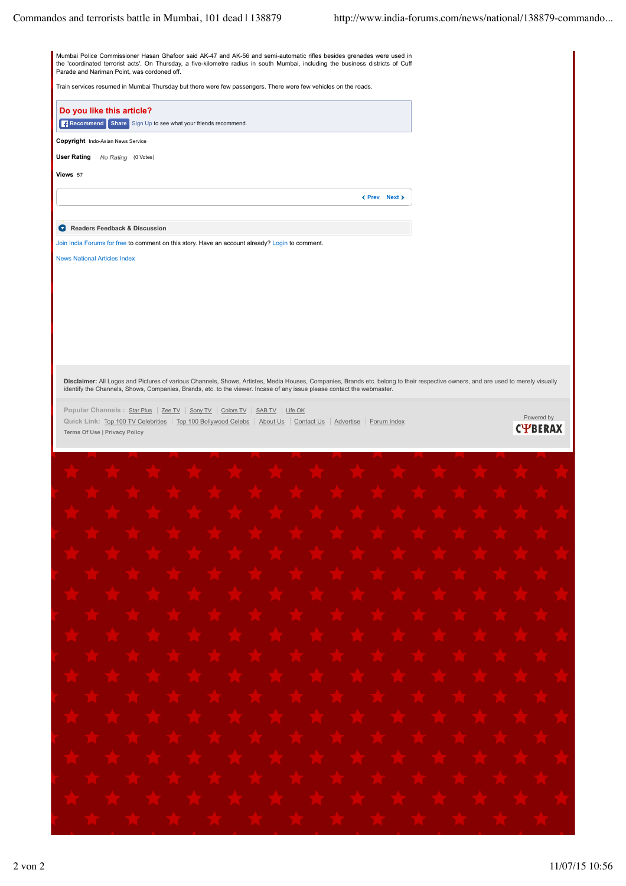Mumbai Police Commissioner Hasan Ghafoor said AK-47 and AK-56 and semi-automatic rifles besides grenades were used in the 'coordinated terrorist acts'. On Thursday, a five-kilometre radius in south Mumbai, including the business districts of Cuff Parade and Nariman Point, was cordoned off.

Train services resumed in Mumbai Thursday but there were few passengers. There were few vehicles on the roads.

**Do you like this article?**

Recommend Share Sign Up to see what your friends recommend.

**Copyright** Indo-Asian News Service

**User Rating** *No Rating* (0 Votes)

**Views** 57

Prev Next

**Readers Feedback & Discussion**

Join India Forums for free to comment on this story. Have an account already? Login to comment.

News National Articles Index

**Disclaimer:** All Logos and Pictures of various Channels, Shows, Artistes, Media Houses, Companies, Brands etc. belong to their respective owners, and are used to merely visually identify the Channels, Shows, Companies, Brands, etc. to the viewer. Incase of any issue please contact the webmaster.

Popular Channels : Star Plus | Zee TV | Sony TV | Colors TV | SAB TV | Life OK

Quick Link: Top 100 TV Celebrities | Top 100 Bollywood Celebs | About Us | Contact Us | Advertise | Forum Index

Terms Of Use | Privacy Policy

Powered by CYBERAX